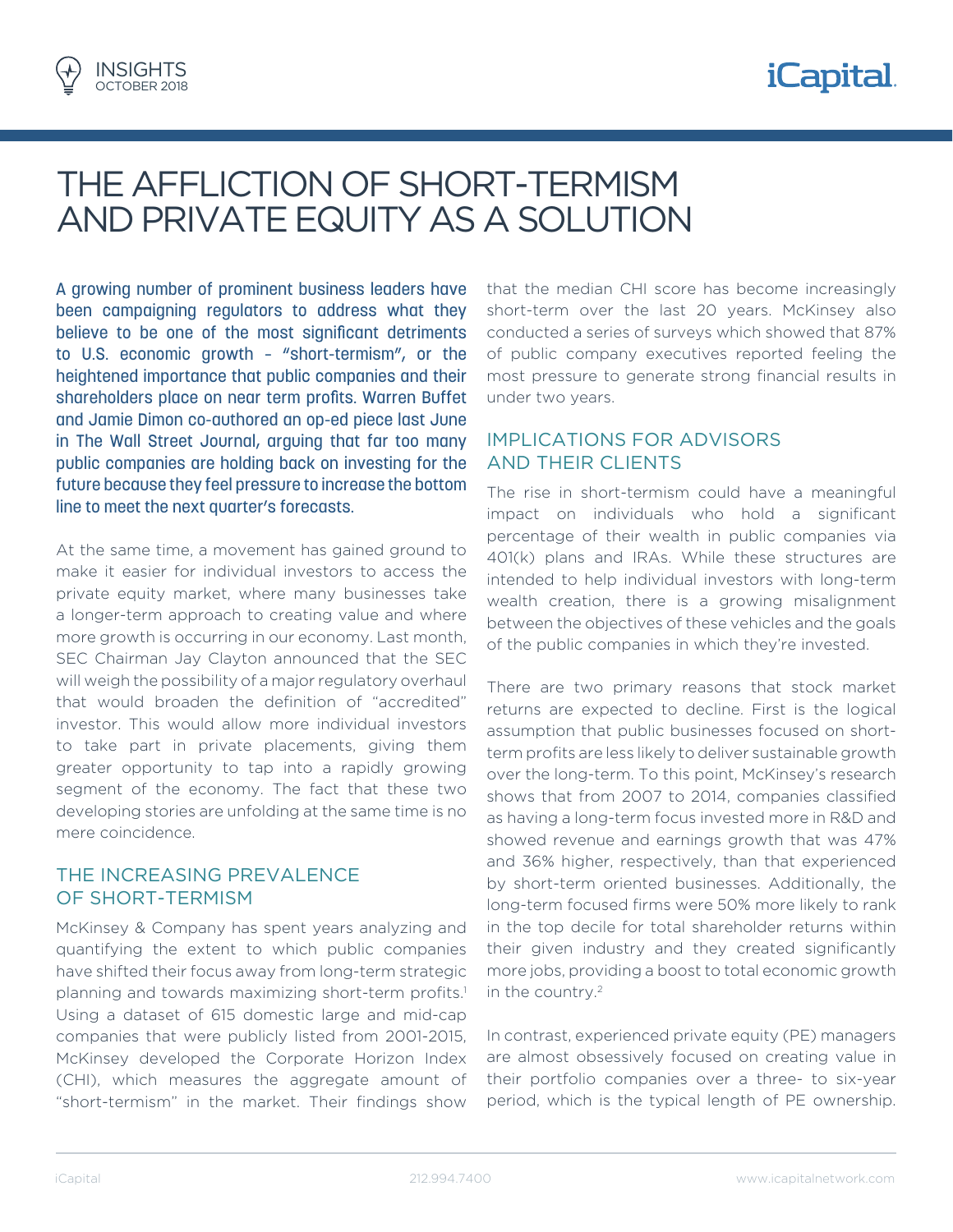# THE AFFLICTION OF SHORT-TERMISM AND PRIVATE EQUITY AS A SOLUTION

**A growing number of prominent business leaders have been campaigning regulators to address what they believe to be one of the most significant detriments to U.S. economic growth – "short-termism", or the heightened importance that public companies and their shareholders place on near term profits. Warren Buffet and Jamie Dimon co-authored an op-ed piece last June in The Wall Street Journal, arguing that far too many public companies are holding back on investing for the future because they feel pressure to increase the bottom line to meet the next quarter's forecasts.**

At the same time, a movement has gained ground to make it easier for individual investors to access the private equity market, where many businesses take a longer-term approach to creating value and where more growth is occurring in our economy. Last month, SEC Chairman Jay Clayton announced that the SEC will weigh the possibility of a major regulatory overhaul that would broaden the definition of "accredited" investor. This would allow more individual investors to take part in private placements, giving them greater opportunity to tap into a rapidly growing segment of the economy. The fact that these two developing stories are unfolding at the same time is no mere coincidence.

## THE INCREASING PREVALENCE OF SHORT-TERMISM

McKinsey & Company has spent years analyzing and quantifying the extent to which public companies have shifted their focus away from long-term strategic planning and towards maximizing short-term profits.[1] Using a dataset of 615 domestic large and mid-cap companies that were publicly listed from 2001-2015, McKinsey developed the Corporate Horizon Index (CHI), which measures the aggregate amount of "short-termism" in the market. Their findings show that the median CHI score has become increasingly short-term over the last 20 years. McKinsey also conducted a series of surveys which showed that 87% of public company executives reported feeling the most pressure to generate strong financial results in under two years.

## IMPLICATIONS FOR ADVISORS AND THEIR CLIENTS

The rise in short-termism could have a meaningful impact on individuals who hold a significant percentage of their wealth in public companies via 401(k) plans and IRAs. While these structures are intended to help individual investors with long-term wealth creation, there is a growing misalignment between the objectives of these vehicles and the goals of the public companies in which they're invested.

There are two primary reasons that stock market returns are expected to decline. First is the logical assumption that public businesses focused on short-term profits are less likely to deliver sustainable growth over the long-term. To this point, McKinsey's research shows that from 2007 to 2014, companies classified as having a long-term focus invested more in R&D and showed revenue and earnings growth that was 47% and 36% higher, respectively, than that experienced by short-term oriented businesses. Additionally, the long-term focused firms were 50% more likely to rank in the top decile for total shareholder returns within their given industry and they created significantly more jobs, providing a boost to total economic growth in the country.[2]

In contrast, experienced private equity (PE) managers are almost obsessively focused on creating value in their portfolio companies over a three- to six-year period, which is the typical length of PE ownership.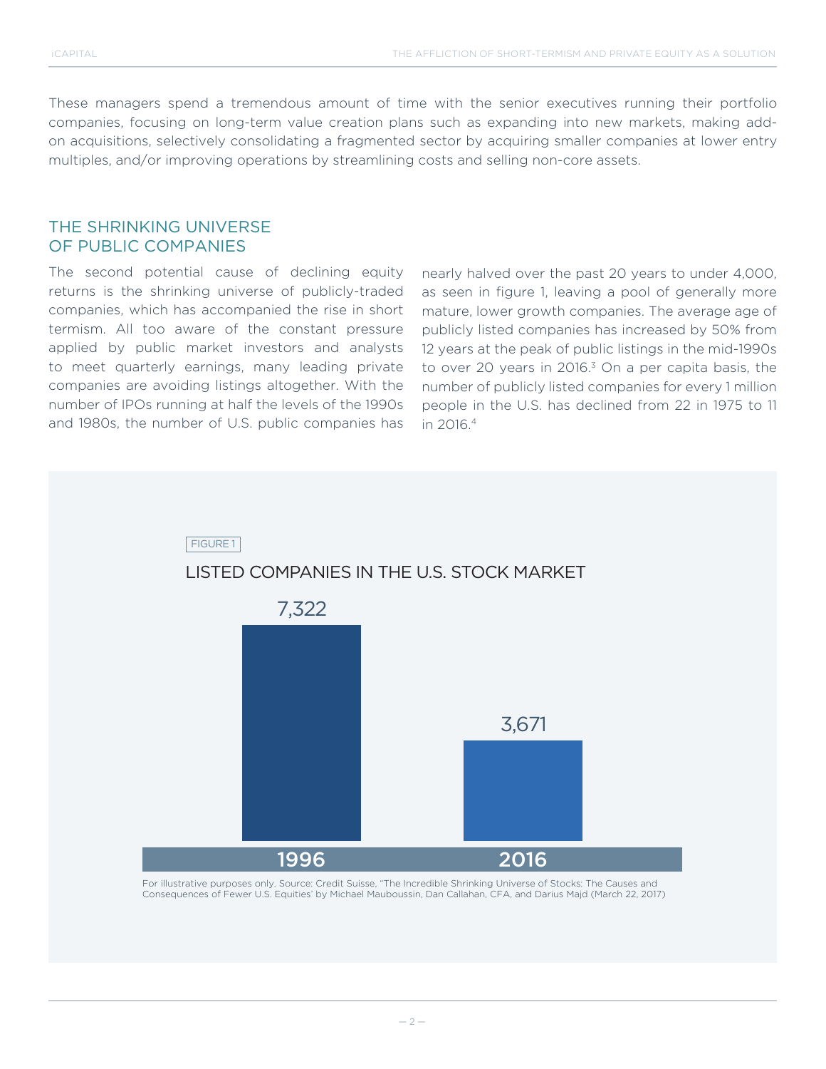These managers spend a tremendous amount of time with the senior executives running their portfolio companies, focusing on long-term value creation plans such as expanding into new markets, making add-on acquisitions, selectively consolidating a fragmented sector by acquiring smaller companies at lower entry multiples, and/or improving operations by streamlining costs and selling non-core assets.

## THE SHRINKING UNIVERSE OF PUBLIC COMPANIES

The second potential cause of declining equity returns is the shrinking universe of publicly-traded companies, which has accompanied the rise in short termism. All too aware of the constant pressure applied by public market investors and analysts to meet quarterly earnings, many leading private companies are avoiding listings altogether. With the number of IPOs running at half the levels of the 1990s and 1980s, the number of U.S. public companies has nearly halved over the past 20 years to under 4,000, as seen in figure 1, leaving a pool of generally more mature, lower growth companies. The average age of publicly listed companies has increased by 50% from 12 years at the peak of public listings in the mid-1990s to over 20 years in 2016.[3] On a per capita basis, the number of publicly listed companies for every 1 million people in the U.S. has declined from 22 in 1975 to 11 in 2016.[4]

FIGURE 1

### LISTED COMPANIES IN THE U.S. STOCK MARKET

| Year | Listed Companies |
| --- | --- |
| 1996 | 7,322 |
| 2016 | 3,671 |

For illustrative purposes only. Source: Credit Suisse, "The Incredible Shrinking Universe of Stocks: The Causes and Consequences of Fewer U.S. Equities' by Michael Mauboussin, Dan Callahan, CFA, and Darius Majd (March 22, 2017)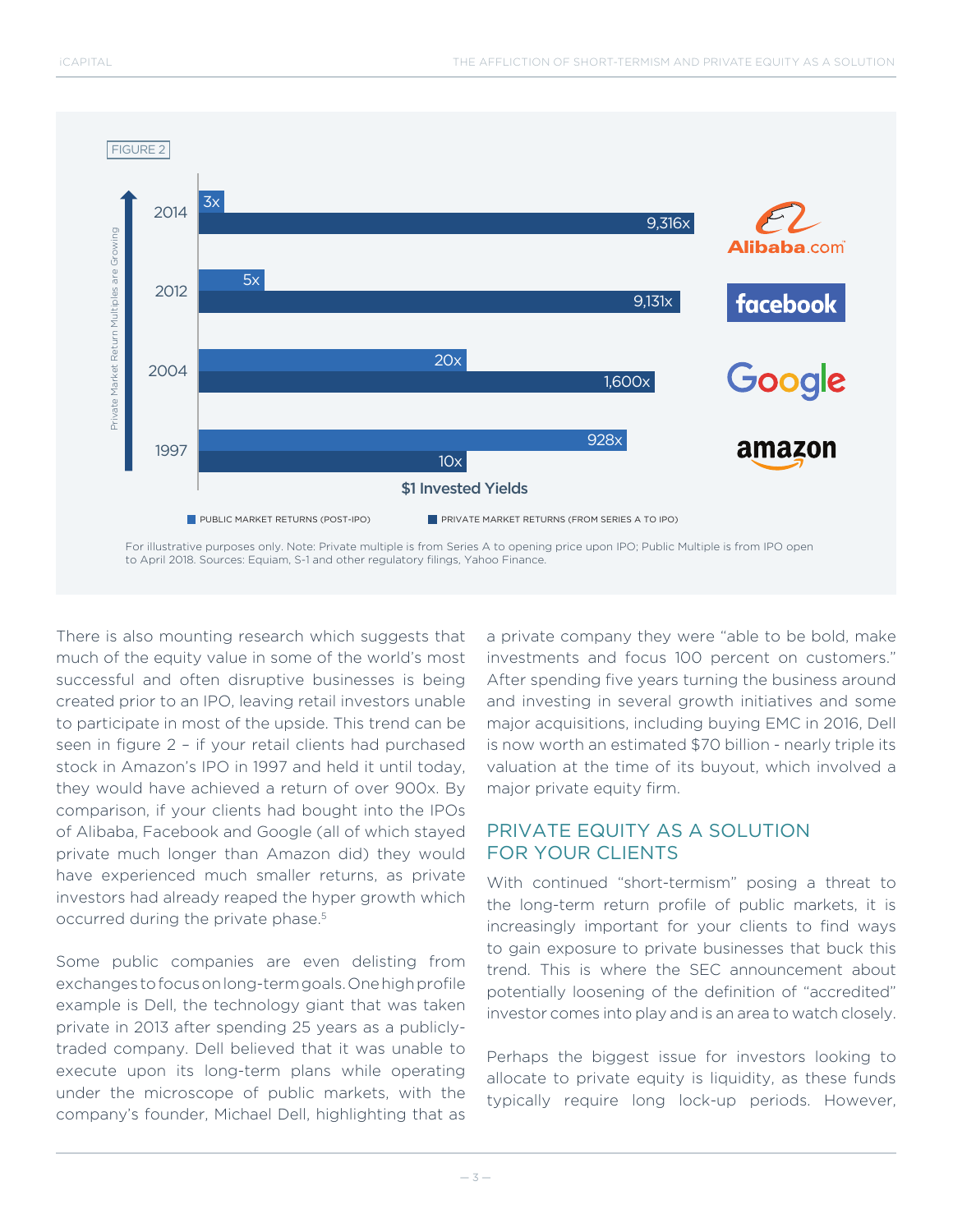FIGURE 2

| Year | Company | Public Market Returns (Post-IPO) | Private Market Returns (From Series A to IPO) |
|---|---|---|---|
| 2014 | Alibaba | 3x | 9,316x |
| 2012 | Facebook | 5x | 9,131x |
| 2004 | Google | 20x | 1,600x |
| 1997 | Amazon | 928x | 10x |

$1 Invested Yields

Private Market Return Multiples are Growing

For illustrative purposes only. Note: Private multiple is from Series A to opening price upon IPO; Public Multiple is from IPO open to April 2018. Sources: Equiam, S-1 and other regulatory filings, Yahoo Finance.

There is also mounting research which suggests that much of the equity value in some of the world's most successful and often disruptive businesses is being created prior to an IPO, leaving retail investors unable to participate in most of the upside. This trend can be seen in figure 2 – if your retail clients had purchased stock in Amazon's IPO in 1997 and held it until today, they would have achieved a return of over 900x. By comparison, if your clients had bought into the IPOs of Alibaba, Facebook and Google (all of which stayed private much longer than Amazon did) they would have experienced much smaller returns, as private investors had already reaped the hyper growth which occurred during the private phase.[5]

Some public companies are even delisting from exchanges to focus on long-term goals. One high profile example is Dell, the technology giant that was taken private in 2013 after spending 25 years as a publicly-traded company. Dell believed that it was unable to execute upon its long-term plans while operating under the microscope of public markets, with the company's founder, Michael Dell, highlighting that as a private company they were "able to be bold, make investments and focus 100 percent on customers." After spending five years turning the business around and investing in several growth initiatives and some major acquisitions, including buying EMC in 2016, Dell is now worth an estimated $70 billion - nearly triple its valuation at the time of its buyout, which involved a major private equity firm.

## PRIVATE EQUITY AS A SOLUTION FOR YOUR CLIENTS

With continued "short-termism" posing a threat to the long-term return profile of public markets, it is increasingly important for your clients to find ways to gain exposure to private businesses that buck this trend. This is where the SEC announcement about potentially loosening of the definition of "accredited" investor comes into play and is an area to watch closely.

Perhaps the biggest issue for investors looking to allocate to private equity is liquidity, as these funds typically require long lock-up periods. However,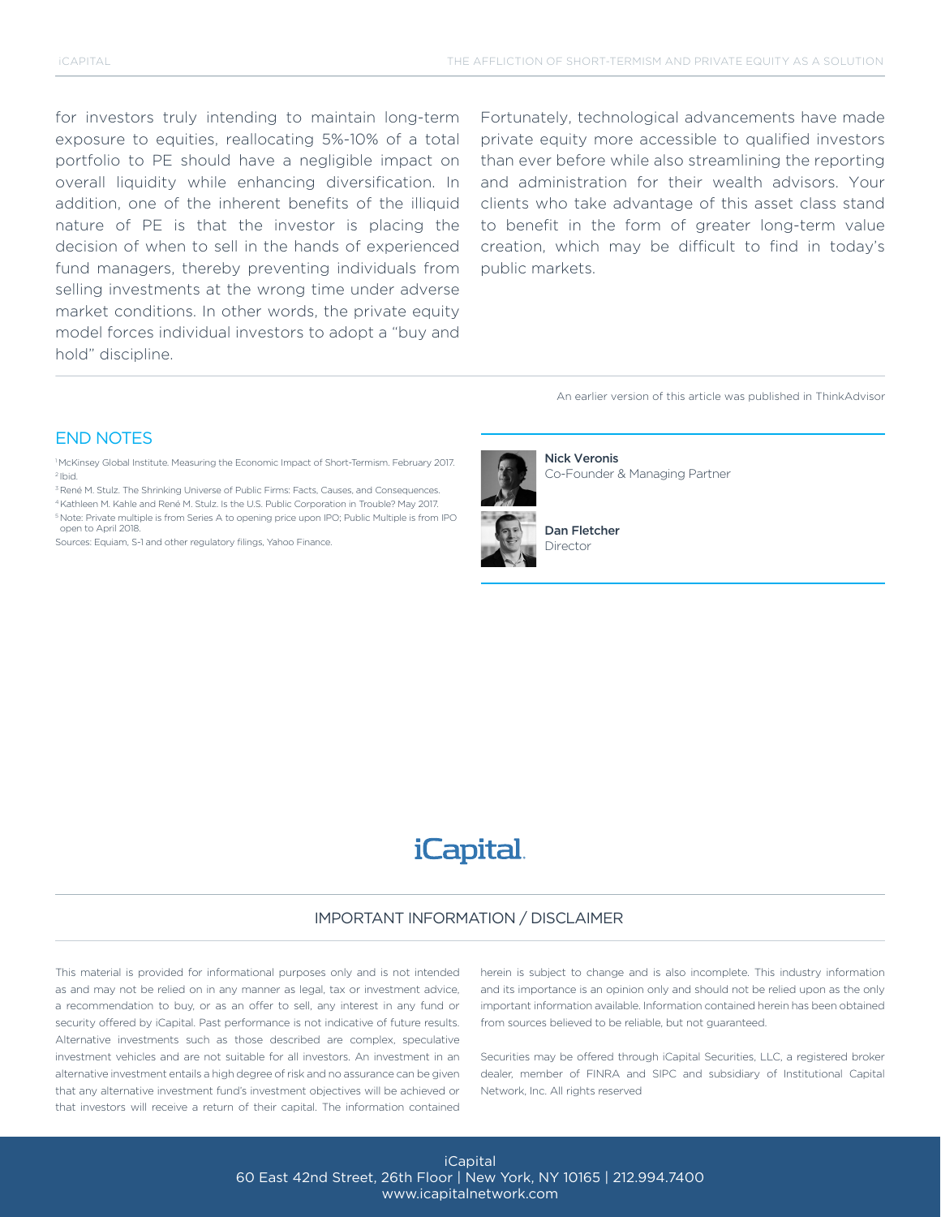for investors truly intending to maintain long-term exposure to equities, reallocating 5%-10% of a total portfolio to PE should have a negligible impact on overall liquidity while enhancing diversification. In addition, one of the inherent benefits of the illiquid nature of PE is that the investor is placing the decision of when to sell in the hands of experienced fund managers, thereby preventing individuals from selling investments at the wrong time under adverse market conditions. In other words, the private equity model forces individual investors to adopt a "buy and hold" discipline.

Fortunately, technological advancements have made private equity more accessible to qualified investors than ever before while also streamlining the reporting and administration for their wealth advisors. Your clients who take advantage of this asset class stand to benefit in the form of greater long-term value creation, which may be difficult to find in today's public markets.

An earlier version of this article was published in ThinkAdvisor

## END NOTES

[1] McKinsey Global Institute. Measuring the Economic Impact of Short-Termism. February 2017.
[2] Ibid.
[3] René M. Stulz. The Shrinking Universe of Public Firms: Facts, Causes, and Consequences.
[4] Kathleen M. Kahle and René M. Stulz. Is the U.S. Public Corporation in Trouble? May 2017.
[5] Note: Private multiple is from Series A to opening price upon IPO; Public Multiple is from IPO open to April 2018.

Sources: Equiam, S-1 and other regulatory filings, Yahoo Finance.

**Nick Veronis**
Co-Founder & Managing Partner

**Dan Fletcher**
Director

iCapital.

## IMPORTANT INFORMATION / DISCLAIMER

This material is provided for informational purposes only and is not intended as and may not be relied on in any manner as legal, tax or investment advice, a recommendation to buy, or as an offer to sell, any interest in any fund or security offered by iCapital. Past performance is not indicative of future results. Alternative investments such as those described are complex, speculative investment vehicles and are not suitable for all investors. An investment in an alternative investment entails a high degree of risk and no assurance can be given that any alternative investment fund's investment objectives will be achieved or that investors will receive a return of their capital. The information contained herein is subject to change and is also incomplete. This industry information and its importance is an opinion only and should not be relied upon as the only important information available. Information contained herein has been obtained from sources believed to be reliable, but not guaranteed.

Securities may be offered through iCapital Securities, LLC, a registered broker dealer, member of FINRA and SIPC and subsidiary of Institutional Capital Network, Inc. All rights reserved

iCapital
60 East 42nd Street, 26th Floor | New York, NY 10165 | 212.994.7400
www.icapitalnetwork.com